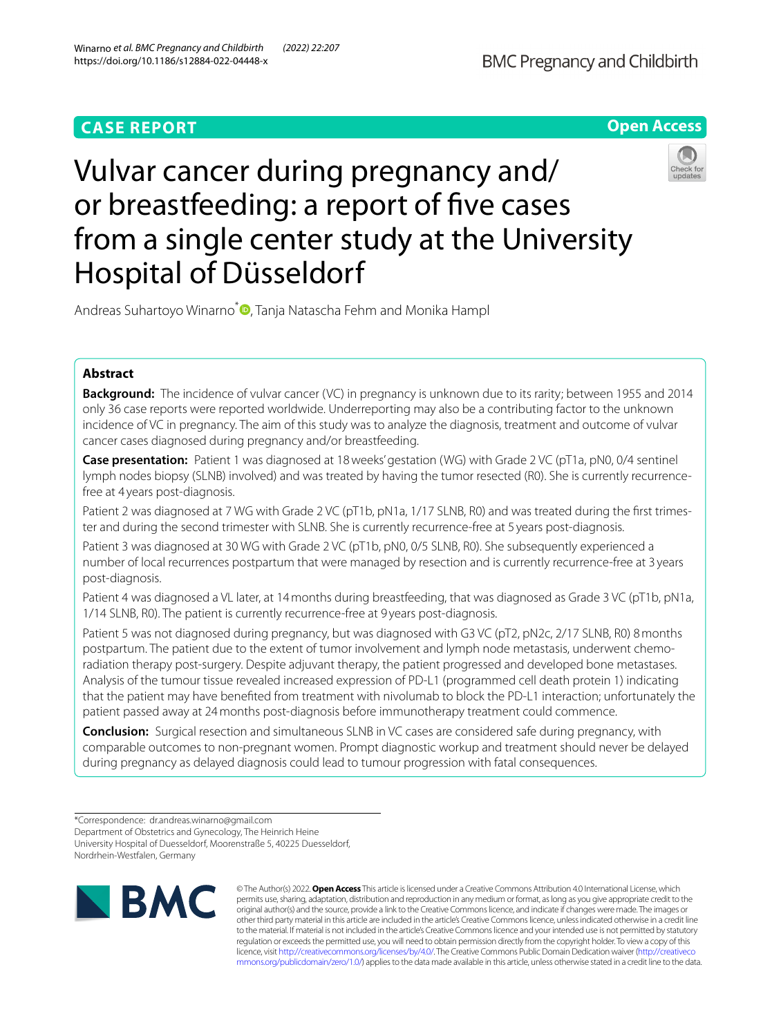CASE REPORT

Open Access

# Vulvar cancer during pregnancy and/or breastfeeding: a report of five cases from a single center study at the University Hospital of Düsseldorf

Andreas Suhartoyo Winarno*, Tanja Natascha Fehm and Monika Hampl

## Abstract

**Background:** The incidence of vulvar cancer (VC) in pregnancy is unknown due to its rarity; between 1955 and 2014 only 36 case reports were reported worldwide. Underreporting may also be a contributing factor to the unknown incidence of VC in pregnancy. The aim of this study was to analyze the diagnosis, treatment and outcome of vulvar cancer cases diagnosed during pregnancy and/or breastfeeding.

**Case presentation:** Patient 1 was diagnosed at 18 weeks' gestation (WG) with Grade 2 VC (pT1a, pN0, 0/4 sentinel lymph nodes biopsy (SLNB) involved) and was treated by having the tumor resected (R0). She is currently recurrence-free at 4 years post-diagnosis.

Patient 2 was diagnosed at 7 WG with Grade 2 VC (pT1b, pN1a, 1/17 SLNB, R0) and was treated during the first trimester and during the second trimester with SLNB. She is currently recurrence-free at 5 years post-diagnosis.

Patient 3 was diagnosed at 30 WG with Grade 2 VC (pT1b, pN0, 0/5 SLNB, R0). She subsequently experienced a number of local recurrences postpartum that were managed by resection and is currently recurrence-free at 3 years post-diagnosis.

Patient 4 was diagnosed a VL later, at 14 months during breastfeeding, that was diagnosed as Grade 3 VC (pT1b, pN1a, 1/14 SLNB, R0). The patient is currently recurrence-free at 9 years post-diagnosis.

Patient 5 was not diagnosed during pregnancy, but was diagnosed with G3 VC (pT2, pN2c, 2/17 SLNB, R0) 8 months postpartum. The patient due to the extent of tumor involvement and lymph node metastasis, underwent chemoradiation therapy post-surgery. Despite adjuvant therapy, the patient progressed and developed bone metastases. Analysis of the tumour tissue revealed increased expression of PD-L1 (programmed cell death protein 1) indicating that the patient may have benefited from treatment with nivolumab to block the PD-L1 interaction; unfortunately the patient passed away at 24 months post-diagnosis before immunotherapy treatment could commence.

**Conclusion:** Surgical resection and simultaneous SLNB in VC cases are considered safe during pregnancy, with comparable outcomes to non-pregnant women. Prompt diagnostic workup and treatment should never be delayed during pregnancy as delayed diagnosis could lead to tumour progression with fatal consequences.

*Correspondence: dr.andreas.winarno@gmail.com
Department of Obstetrics and Gynecology, The Heinrich Heine University Hospital of Duesseldorf, Moorenstraße 5, 40225 Duesseldorf, Nordrhein-Westfalen, Germany

© The Author(s) 2022. **Open Access** This article is licensed under a Creative Commons Attribution 4.0 International License, which permits use, sharing, adaptation, distribution and reproduction in any medium or format, as long as you give appropriate credit to the original author(s) and the source, provide a link to the Creative Commons licence, and indicate if changes were made. The images or other third party material in this article are included in the article's Creative Commons licence, unless indicated otherwise in a credit line to the material. If material is not included in the article's Creative Commons licence and your intended use is not permitted by statutory regulation or exceeds the permitted use, you will need to obtain permission directly from the copyright holder. To view a copy of this licence, visit http://creativecommons.org/licenses/by/4.0/. The Creative Commons Public Domain Dedication waiver (http://creativecommons.org/publicdomain/zero/1.0/) applies to the data made available in this article, unless otherwise stated in a credit line to the data.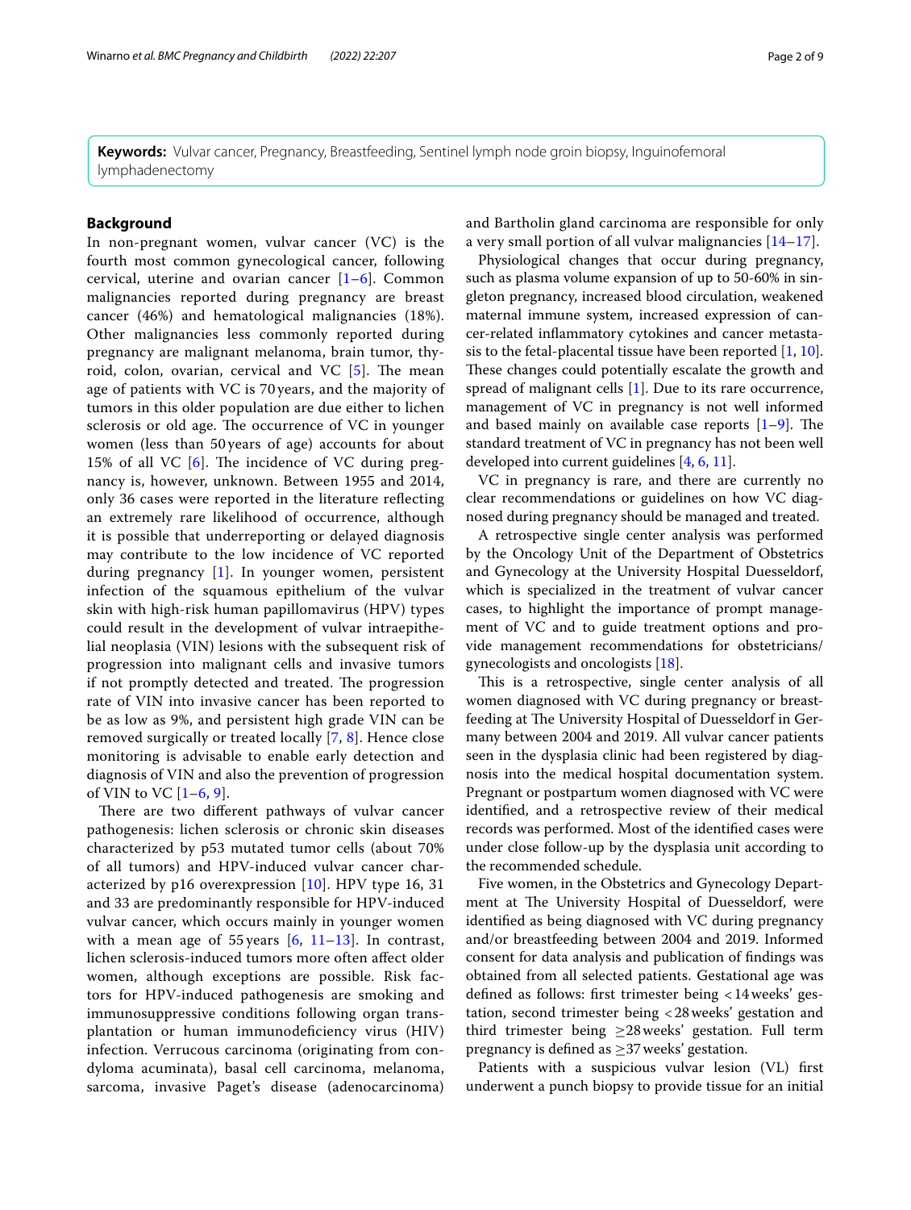**Keywords:** Vulvar cancer, Pregnancy, Breastfeeding, Sentinel lymph node groin biopsy, Inguinofemoral lymphadenectomy

## Background

In non-pregnant women, vulvar cancer (VC) is the fourth most common gynecological cancer, following cervical, uterine and ovarian cancer [1–6]. Common malignancies reported during pregnancy are breast cancer (46%) and hematological malignancies (18%). Other malignancies less commonly reported during pregnancy are malignant melanoma, brain tumor, thyroid, colon, ovarian, cervical and VC [5]. The mean age of patients with VC is 70 years, and the majority of tumors in this older population are due either to lichen sclerosis or old age. The occurrence of VC in younger women (less than 50 years of age) accounts for about 15% of all VC [6]. The incidence of VC during pregnancy is, however, unknown. Between 1955 and 2014, only 36 cases were reported in the literature reflecting an extremely rare likelihood of occurrence, although it is possible that underreporting or delayed diagnosis may contribute to the low incidence of VC reported during pregnancy [1]. In younger women, persistent infection of the squamous epithelium of the vulvar skin with high-risk human papillomavirus (HPV) types could result in the development of vulvar intraepithelial neoplasia (VIN) lesions with the subsequent risk of progression into malignant cells and invasive tumors if not promptly detected and treated. The progression rate of VIN into invasive cancer has been reported to be as low as 9%, and persistent high grade VIN can be removed surgically or treated locally [7, 8]. Hence close monitoring is advisable to enable early detection and diagnosis of VIN and also the prevention of progression of VIN to VC [1–6, 9].

There are two different pathways of vulvar cancer pathogenesis: lichen sclerosis or chronic skin diseases characterized by p53 mutated tumor cells (about 70% of all tumors) and HPV-induced vulvar cancer characterized by p16 overexpression [10]. HPV type 16, 31 and 33 are predominantly responsible for HPV-induced vulvar cancer, which occurs mainly in younger women with a mean age of 55 years [6, 11–13]. In contrast, lichen sclerosis-induced tumors more often affect older women, although exceptions are possible. Risk factors for HPV-induced pathogenesis are smoking and immunosuppressive conditions following organ transplantation or human immunodeficiency virus (HIV) infection. Verrucous carcinoma (originating from condyloma acuminata), basal cell carcinoma, melanoma, sarcoma, invasive Paget's disease (adenocarcinoma) and Bartholin gland carcinoma are responsible for only a very small portion of all vulvar malignancies [14–17].

Physiological changes that occur during pregnancy, such as plasma volume expansion of up to 50-60% in singleton pregnancy, increased blood circulation, weakened maternal immune system, increased expression of cancer-related inflammatory cytokines and cancer metastasis to the fetal-placental tissue have been reported [1, 10]. These changes could potentially escalate the growth and spread of malignant cells [1]. Due to its rare occurrence, management of VC in pregnancy is not well informed and based mainly on available case reports [1–9]. The standard treatment of VC in pregnancy has not been well developed into current guidelines [4, 6, 11].

VC in pregnancy is rare, and there are currently no clear recommendations or guidelines on how VC diagnosed during pregnancy should be managed and treated.

A retrospective single center analysis was performed by the Oncology Unit of the Department of Obstetrics and Gynecology at the University Hospital Duesseldorf, which is specialized in the treatment of vulvar cancer cases, to highlight the importance of prompt management of VC and to guide treatment options and provide management recommendations for obstetricians/gynecologists and oncologists [18].

This is a retrospective, single center analysis of all women diagnosed with VC during pregnancy or breastfeeding at The University Hospital of Duesseldorf in Germany between 2004 and 2019. All vulvar cancer patients seen in the dysplasia clinic had been registered by diagnosis into the medical hospital documentation system. Pregnant or postpartum women diagnosed with VC were identified, and a retrospective review of their medical records was performed. Most of the identified cases were under close follow-up by the dysplasia unit according to the recommended schedule.

Five women, in the Obstetrics and Gynecology Department at The University Hospital of Duesseldorf, were identified as being diagnosed with VC during pregnancy and/or breastfeeding between 2004 and 2019. Informed consent for data analysis and publication of findings was obtained from all selected patients. Gestational age was defined as follows: first trimester being $<14$ weeks' gestation, second trimester being $<28$ weeks' gestation and third trimester being $\geq 28$ weeks' gestation. Full term pregnancy is defined as $\geq 37$ weeks' gestation.

Patients with a suspicious vulvar lesion (VL) first underwent a punch biopsy to provide tissue for an initial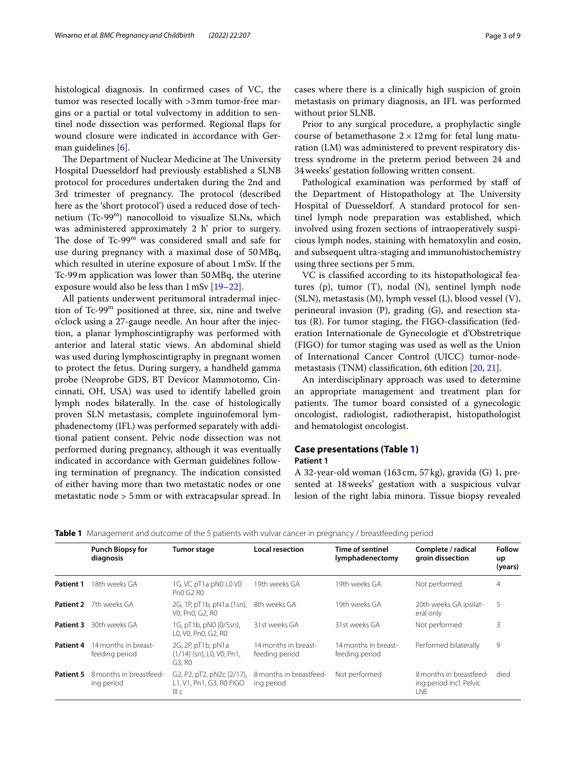histological diagnosis. In confirmed cases of VC, the tumor was resected locally with >3 mm tumor-free margins or a partial or total vulvectomy in addition to sentinel node dissection was performed. Regional flaps for wound closure were indicated in accordance with German guidelines [6].

The Department of Nuclear Medicine at The University Hospital Duesseldorf had previously established a SLNB protocol for procedures undertaken during the 2nd and 3rd trimester of pregnancy. The protocol (described here as the 'short protocol') used a reduced dose of technetium (Tc-99$^{m}$) nanocolloid to visualize SLNs, which was administered approximately 2 h' prior to surgery. The dose of Tc-99$^{m}$ was considered small and safe for use during pregnancy with a maximal dose of 50 MBq, which resulted in uterine exposure of about 1 mSv. If the Tc-99 m application was lower than 50 MBq, the uterine exposure would also be less than 1 mSv [19–22].

All patients underwent peritumoral intradermal injection of Tc-99$^{m}$ positioned at three, six, nine and twelve o'clock using a 27-gauge needle. An hour after the injection, a planar lymphoscintigraphy was performed with anterior and lateral static views. An abdominal shield was used during lymphoscintigraphy in pregnant women to protect the fetus. During surgery, a handheld gamma probe (Neoprobe GDS, BT Devicor Mammotomo, Cincinnati, OH, USA) was used to identify labelled groin lymph nodes bilaterally. In the case of histologically proven SLN metastasis, complete inguinofemoral lymphadenectomy (IFL) was performed separately with additional patient consent. Pelvic node dissection was not performed during pregnancy, although it was eventually indicated in accordance with German guidelines following termination of pregnancy. The indication consisted of either having more than two metastatic nodes or one metastatic node > 5 mm or with extracapsular spread. In cases where there is a clinically high suspicion of groin metastasis on primary diagnosis, an IFL was performed without prior SLNB.

Prior to any surgical procedure, a prophylactic single course of betamethasone 2 × 12 mg for fetal lung maturation (LM) was administered to prevent respiratory distress syndrome in the preterm period between 24 and 34 weeks' gestation following written consent.

Pathological examination was performed by staff of the Department of Histopathology at The University Hospital of Duesseldorf. A standard protocol for sentinel lymph node preparation was established, which involved using frozen sections of intraoperatively suspicious lymph nodes, staining with hematoxylin and eosin, and subsequent ultra-staging and immunohistochemistry using three sections per 5 mm.

VC is classified according to its histopathological features (p), tumor (T), nodal (N), sentinel lymph node (SLN), metastasis (M), lymph vessel (L), blood vessel (V), perineural invasion (P), grading (G), and resection status (R). For tumor staging, the FIGO-classification (federation Internationale de Gynecologie et d'Obstretrique (FIGO) for tumor staging was used as well as the Union of International Cancer Control (UICC) tumor-node-metastasis (TNM) classification, 6th edition [20, 21].

An interdisciplinary approach was used to determine an appropriate management and treatment plan for patients. The tumor board consisted of a gynecologic oncologist, radiologist, radiotherapist, histopathologist and hematologist oncologist.

## Case presentations (Table 1)

### Patient 1

A 32-year-old woman (163 cm, 57 kg), gravida (G) 1, presented at 18 weeks' gestation with a suspicious vulvar lesion of the right labia minora. Tissue biopsy revealed

**Table 1** Management and outcome of the 5 patients with vulvar cancer in pregnancy / breastfeeding period

| | Punch Biopsy for diagnosis | Tumor stage | Local resection | Time of sentinel lymphadenectomy | Complete / radical groin dissection | Follow up (years) |
|---|---|---|---|---|---|---|
| **Patient 1** | 18th weeks GA | 1G, VC pT1a pN0 L0 V0 Pn0 G2 R0 | 19th weeks GA | 19th weeks GA | Not performed | 4 |
| **Patient 2** | 7th weeks GA | 2G, 1P, pT1b, pN1a (1sn), V0, Pn0, G2, R0 | 8th weeks GA | 19th weeks GA | 20th weeks GA ipsilateral only | 5 |
| **Patient 3** | 30th weeks GA | 1G, pT1b, pN0 (0/5sn), L0, V0, Pn0, G2, R0 | 31st weeks GA | 31st weeks GA | Not performed | 3 |
| **Patient 4** | 14 months in breastfeeding period | 2G, 2P, pT1b, pN1a (1/14) (sn), L0, V0, Pn1, G3, R0 | 14 months in breastfeeding period | 14 months in breastfeeding period | Performed bilaterally | 9 |
| **Patient 5** | 8 months in breastfeeding period | G2, P2, pT2, pN2c (2/17), L1, V1, Pn1, G3, R0 FIGO III c | 8 months in breastfeeding period | Not performed | 8 months in breastfeeding period incl. Pelvic LNE | died |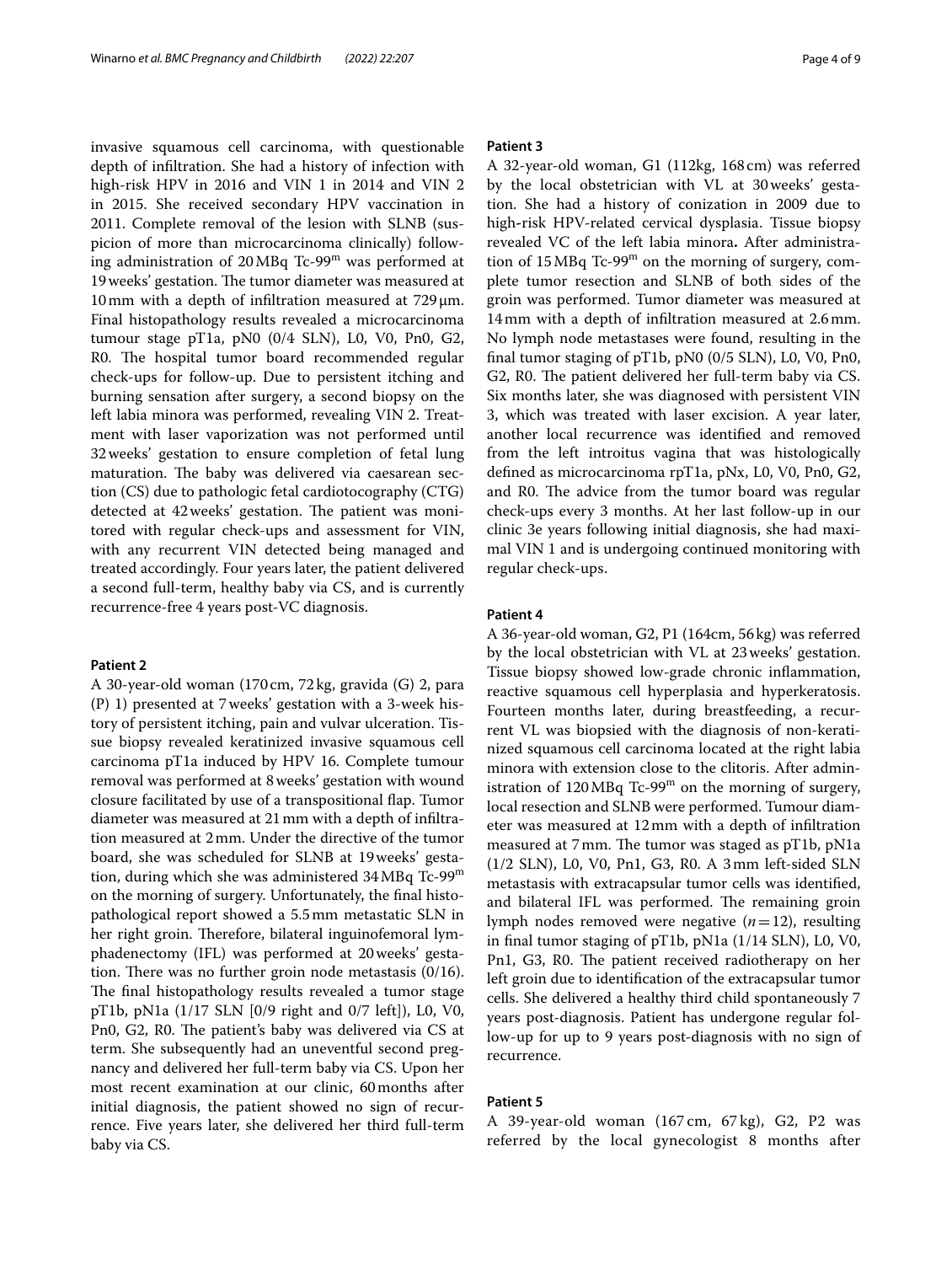invasive squamous cell carcinoma, with questionable depth of infiltration. She had a history of infection with high-risk HPV in 2016 and VIN 1 in 2014 and VIN 2 in 2015. She received secondary HPV vaccination in 2011. Complete removal of the lesion with SLNB (suspicion of more than microcarcinoma clinically) following administration of 20 MBq Tc-99$^{m}$ was performed at 19 weeks' gestation. The tumor diameter was measured at 10 mm with a depth of infiltration measured at 729 μm. Final histopathology results revealed a microcarcinoma tumour stage pT1a, pN0 (0/4 SLN), L0, V0, Pn0, G2, R0. The hospital tumor board recommended regular check-ups for follow-up. Due to persistent itching and burning sensation after surgery, a second biopsy on the left labia minora was performed, revealing VIN 2. Treatment with laser vaporization was not performed until 32 weeks' gestation to ensure completion of fetal lung maturation. The baby was delivered via caesarean section (CS) due to pathologic fetal cardiotocography (CTG) detected at 42 weeks' gestation. The patient was monitored with regular check-ups and assessment for VIN, with any recurrent VIN detected being managed and treated accordingly. Four years later, the patient delivered a second full-term, healthy baby via CS, and is currently recurrence-free 4 years post-VC diagnosis.

#### Patient 2

A 30-year-old woman (170 cm, 72 kg, gravida (G) 2, para (P) 1) presented at 7 weeks' gestation with a 3-week history of persistent itching, pain and vulvar ulceration. Tissue biopsy revealed keratinized invasive squamous cell carcinoma pT1a induced by HPV 16. Complete tumour removal was performed at 8 weeks' gestation with wound closure facilitated by use of a transpositional flap. Tumor diameter was measured at 21 mm with a depth of infiltration measured at 2 mm. Under the directive of the tumor board, she was scheduled for SLNB at 19 weeks' gestation, during which she was administered 34 MBq Tc-99$^{m}$ on the morning of surgery. Unfortunately, the final histopathological report showed a 5.5 mm metastatic SLN in her right groin. Therefore, bilateral inguinofemoral lymphadenectomy (IFL) was performed at 20 weeks' gestation. There was no further groin node metastasis (0/16). The final histopathology results revealed a tumor stage pT1b, pN1a (1/17 SLN [0/9 right and 0/7 left]), L0, V0, Pn0, G2, R0. The patient's baby was delivered via CS at term. She subsequently had an uneventful second pregnancy and delivered her full-term baby via CS. Upon her most recent examination at our clinic, 60 months after initial diagnosis, the patient showed no sign of recurrence. Five years later, she delivered her third full-term baby via CS.

#### Patient 3

A 32-year-old woman, G1 (112kg, 168 cm) was referred by the local obstetrician with VL at 30 weeks' gestation. She had a history of conization in 2009 due to high-risk HPV-related cervical dysplasia. Tissue biopsy revealed VC of the left labia minora**.** After administration of 15 MBq Tc-99$^{m}$ on the morning of surgery, complete tumor resection and SLNB of both sides of the groin was performed. Tumor diameter was measured at 14 mm with a depth of infiltration measured at 2.6 mm. No lymph node metastases were found, resulting in the final tumor staging of pT1b, pN0 (0/5 SLN), L0, V0, Pn0, G2, R0. The patient delivered her full-term baby via CS. Six months later, she was diagnosed with persistent VIN 3, which was treated with laser excision. A year later, another local recurrence was identified and removed from the left introitus vagina that was histologically defined as microcarcinoma rpT1a, pNx, L0, V0, Pn0, G2, and R0. The advice from the tumor board was regular check-ups every 3 months. At her last follow-up in our clinic 3e years following initial diagnosis, she had maximal VIN 1 and is undergoing continued monitoring with regular check-ups.

#### Patient 4

A 36-year-old woman, G2, P1 (164cm, 56 kg) was referred by the local obstetrician with VL at 23 weeks' gestation. Tissue biopsy showed low-grade chronic inflammation, reactive squamous cell hyperplasia and hyperkeratosis. Fourteen months later, during breastfeeding, a recurrent VL was biopsied with the diagnosis of non-keratinized squamous cell carcinoma located at the right labia minora with extension close to the clitoris. After administration of 120 MBq Tc-99$^{m}$ on the morning of surgery, local resection and SLNB were performed. Tumour diameter was measured at 12 mm with a depth of infiltration measured at 7 mm. The tumor was staged as pT1b, pN1a (1/2 SLN), L0, V0, Pn1, G3, R0. A 3 mm left-sided SLN metastasis with extracapsular tumor cells was identified, and bilateral IFL was performed. The remaining groin lymph nodes removed were negative ($n = 12$), resulting in final tumor staging of pT1b, pN1a (1/14 SLN), L0, V0, Pn1, G3, R0. The patient received radiotherapy on her left groin due to identification of the extracapsular tumor cells. She delivered a healthy third child spontaneously 7 years post-diagnosis. Patient has undergone regular follow-up for up to 9 years post-diagnosis with no sign of recurrence.

#### Patient 5

A 39-year-old woman (167 cm, 67 kg), G2, P2 was referred by the local gynecologist 8 months after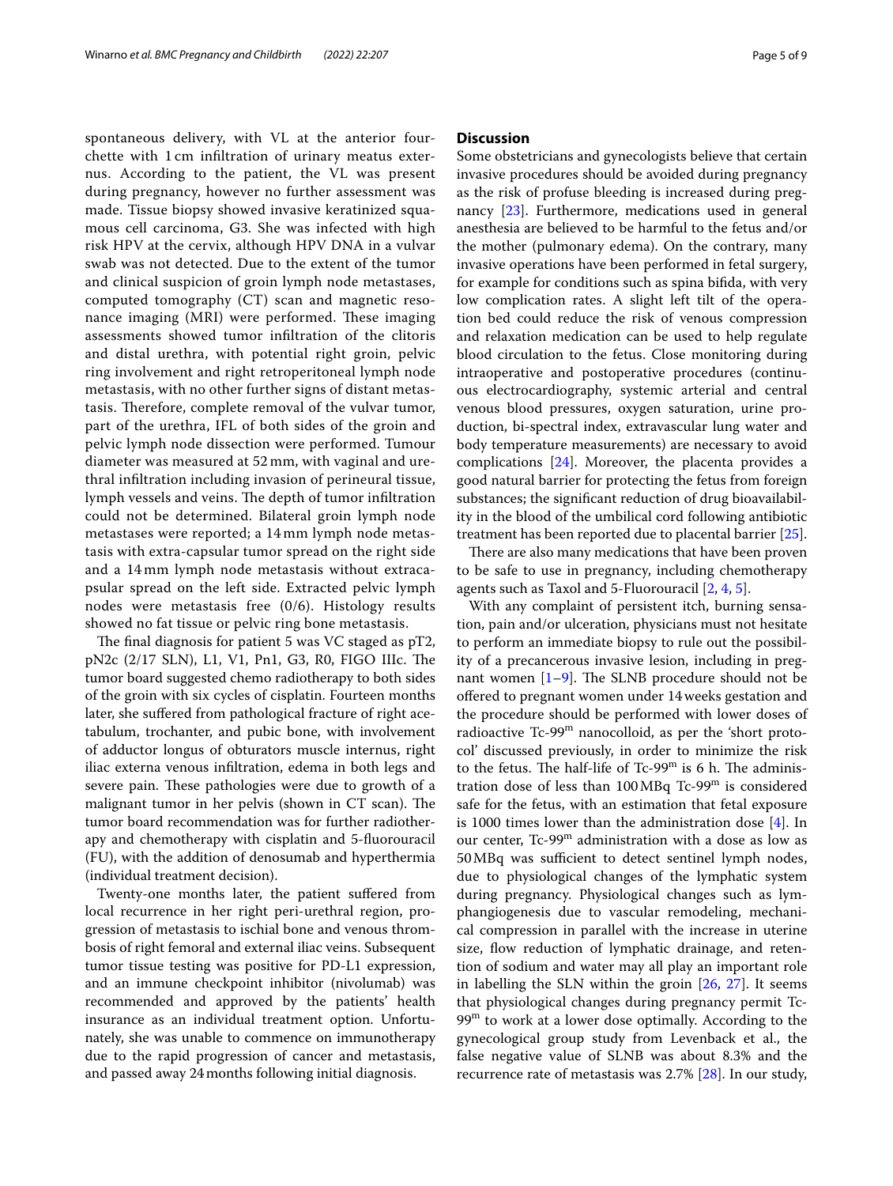spontaneous delivery, with VL at the anterior fourchette with 1 cm infiltration of urinary meatus externus. According to the patient, the VL was present during pregnancy, however no further assessment was made. Tissue biopsy showed invasive keratinized squamous cell carcinoma, G3. She was infected with high risk HPV at the cervix, although HPV DNA in a vulvar swab was not detected. Due to the extent of the tumor and clinical suspicion of groin lymph node metastases, computed tomography (CT) scan and magnetic resonance imaging (MRI) were performed. These imaging assessments showed tumor infiltration of the clitoris and distal urethra, with potential right groin, pelvic ring involvement and right retroperitoneal lymph node metastasis, with no other further signs of distant metastasis. Therefore, complete removal of the vulvar tumor, part of the urethra, IFL of both sides of the groin and pelvic lymph node dissection were performed. Tumour diameter was measured at 52 mm, with vaginal and urethral infiltration including invasion of perineural tissue, lymph vessels and veins. The depth of tumor infiltration could not be determined. Bilateral groin lymph node metastases were reported; a 14 mm lymph node metastasis with extra-capsular tumor spread on the right side and a 14 mm lymph node metastasis without extracapsular spread on the left side. Extracted pelvic lymph nodes were metastasis free (0/6). Histology results showed no fat tissue or pelvic ring bone metastasis.

The final diagnosis for patient 5 was VC staged as pT2, pN2c (2/17 SLN), L1, V1, Pn1, G3, R0, FIGO IIIc. The tumor board suggested chemo radiotherapy to both sides of the groin with six cycles of cisplatin. Fourteen months later, she suffered from pathological fracture of right acetabulum, trochanter, and pubic bone, with involvement of adductor longus of obturators muscle internus, right iliac externa venous infiltration, edema in both legs and severe pain. These pathologies were due to growth of a malignant tumor in her pelvis (shown in CT scan). The tumor board recommendation was for further radiotherapy and chemotherapy with cisplatin and 5-fluorouracil (FU), with the addition of denosumab and hyperthermia (individual treatment decision).

Twenty-one months later, the patient suffered from local recurrence in her right peri-urethral region, progression of metastasis to ischial bone and venous thrombosis of right femoral and external iliac veins. Subsequent tumor tissue testing was positive for PD-L1 expression, and an immune checkpoint inhibitor (nivolumab) was recommended and approved by the patients' health insurance as an individual treatment option. Unfortunately, she was unable to commence on immunotherapy due to the rapid progression of cancer and metastasis, and passed away 24 months following initial diagnosis.

## Discussion

Some obstetricians and gynecologists believe that certain invasive procedures should be avoided during pregnancy as the risk of profuse bleeding is increased during pregnancy [23]. Furthermore, medications used in general anesthesia are believed to be harmful to the fetus and/or the mother (pulmonary edema). On the contrary, many invasive operations have been performed in fetal surgery, for example for conditions such as spina bifida, with very low complication rates. A slight left tilt of the operation bed could reduce the risk of venous compression and relaxation medication can be used to help regulate blood circulation to the fetus. Close monitoring during intraoperative and postoperative procedures (continuous electrocardiography, systemic arterial and central venous blood pressures, oxygen saturation, urine production, bi-spectral index, extravascular lung water and body temperature measurements) are necessary to avoid complications [24]. Moreover, the placenta provides a good natural barrier for protecting the fetus from foreign substances; the significant reduction of drug bioavailability in the blood of the umbilical cord following antibiotic treatment has been reported due to placental barrier [25].

There are also many medications that have been proven to be safe to use in pregnancy, including chemotherapy agents such as Taxol and 5-Fluorouracil [2, 4, 5].

With any complaint of persistent itch, burning sensation, pain and/or ulceration, physicians must not hesitate to perform an immediate biopsy to rule out the possibility of a precancerous invasive lesion, including in pregnant women [1–9]. The SLNB procedure should not be offered to pregnant women under 14 weeks gestation and the procedure should be performed with lower doses of radioactive Tc-99$^{m}$ nanocolloid, as per the 'short protocol' discussed previously, in order to minimize the risk to the fetus. The half-life of Tc-99$^{m}$ is 6 h. The administration dose of less than 100 MBq Tc-99$^{m}$ is considered safe for the fetus, with an estimation that fetal exposure is 1000 times lower than the administration dose [4]. In our center, Tc-99$^{m}$ administration with a dose as low as 50 MBq was sufficient to detect sentinel lymph nodes, due to physiological changes of the lymphatic system during pregnancy. Physiological changes such as lymphangiogenesis due to vascular remodeling, mechanical compression in parallel with the increase in uterine size, flow reduction of lymphatic drainage, and retention of sodium and water may all play an important role in labelling the SLN within the groin [26, 27]. It seems that physiological changes during pregnancy permit Tc-99$^{m}$ to work at a lower dose optimally. According to the gynecological group study from Levenback et al., the false negative value of SLNB was about 8.3% and the recurrence rate of metastasis was 2.7% [28]. In our study,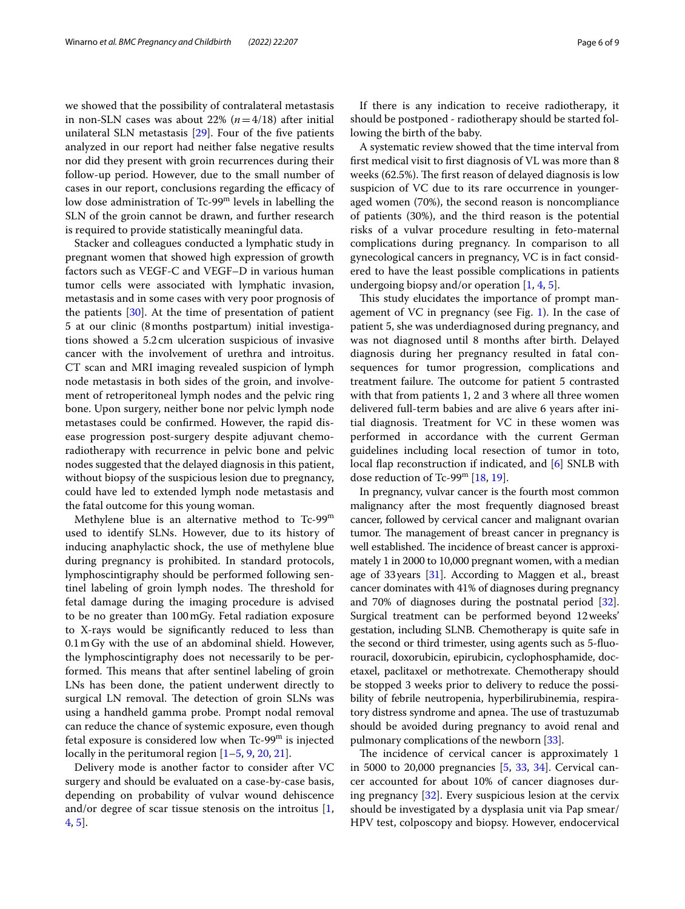we showed that the possibility of contralateral metastasis in non-SLN cases was about 22% ($n=4/18$) after initial unilateral SLN metastasis [29]. Four of the five patients analyzed in our report had neither false negative results nor did they present with groin recurrences during their follow-up period. However, due to the small number of cases in our report, conclusions regarding the efficacy of low dose administration of Tc-$99^m$ levels in labelling the SLN of the groin cannot be drawn, and further research is required to provide statistically meaningful data.

Stacker and colleagues conducted a lymphatic study in pregnant women that showed high expression of growth factors such as VEGF-C and VEGF–D in various human tumor cells were associated with lymphatic invasion, metastasis and in some cases with very poor prognosis of the patients [30]. At the time of presentation of patient 5 at our clinic (8 months postpartum) initial investigations showed a 5.2 cm ulceration suspicious of invasive cancer with the involvement of urethra and introitus. CT scan and MRI imaging revealed suspicion of lymph node metastasis in both sides of the groin, and involvement of retroperitoneal lymph nodes and the pelvic ring bone. Upon surgery, neither bone nor pelvic lymph node metastases could be confirmed. However, the rapid disease progression post-surgery despite adjuvant chemoradiotherapy with recurrence in pelvic bone and pelvic nodes suggested that the delayed diagnosis in this patient, without biopsy of the suspicious lesion due to pregnancy, could have led to extended lymph node metastasis and the fatal outcome for this young woman.

Methylene blue is an alternative method to Tc-$99^m$ used to identify SLNs. However, due to its history of inducing anaphylactic shock, the use of methylene blue during pregnancy is prohibited. In standard protocols, lymphoscintigraphy should be performed following sentinel labeling of groin lymph nodes. The threshold for fetal damage during the imaging procedure is advised to be no greater than 100 mGy. Fetal radiation exposure to X-rays would be significantly reduced to less than 0.1 mGy with the use of an abdominal shield. However, the lymphoscintigraphy does not necessarily to be performed. This means that after sentinel labeling of groin LNs has been done, the patient underwent directly to surgical LN removal. The detection of groin SLNs was using a handheld gamma probe. Prompt nodal removal can reduce the chance of systemic exposure, even though fetal exposure is considered low when Tc-$99^m$ is injected locally in the peritumoral region [1–5, 9, 20, 21].

Delivery mode is another factor to consider after VC surgery and should be evaluated on a case-by-case basis, depending on probability of vulvar wound dehiscence and/or degree of scar tissue stenosis on the introitus [1, 4, 5].

If there is any indication to receive radiotherapy, it should be postponed - radiotherapy should be started following the birth of the baby.

A systematic review showed that the time interval from first medical visit to first diagnosis of VL was more than 8 weeks (62.5%). The first reason of delayed diagnosis is low suspicion of VC due to its rare occurrence in younger-aged women (70%), the second reason is noncompliance of patients (30%), and the third reason is the potential risks of a vulvar procedure resulting in feto-maternal complications during pregnancy. In comparison to all gynecological cancers in pregnancy, VC is in fact considered to have the least possible complications in patients undergoing biopsy and/or operation [1, 4, 5].

This study elucidates the importance of prompt management of VC in pregnancy (see Fig. 1). In the case of patient 5, she was underdiagnosed during pregnancy, and was not diagnosed until 8 months after birth. Delayed diagnosis during her pregnancy resulted in fatal consequences for tumor progression, complications and treatment failure. The outcome for patient 5 contrasted with that from patients 1, 2 and 3 where all three women delivered full-term babies and are alive 6 years after initial diagnosis. Treatment for VC in these women was performed in accordance with the current German guidelines including local resection of tumor in toto, local flap reconstruction if indicated, and [6] SNLB with dose reduction of Tc-$99^m$ [18, 19].

In pregnancy, vulvar cancer is the fourth most common malignancy after the most frequently diagnosed breast cancer, followed by cervical cancer and malignant ovarian tumor. The management of breast cancer in pregnancy is well established. The incidence of breast cancer is approximately 1 in 2000 to 10,000 pregnant women, with a median age of 33 years [31]. According to Maggen et al., breast cancer dominates with 41% of diagnoses during pregnancy and 70% of diagnoses during the postnatal period [32]. Surgical treatment can be performed beyond 12 weeks' gestation, including SLNB. Chemotherapy is quite safe in the second or third trimester, using agents such as 5-fluorouracil, doxorubicin, epirubicin, cyclophosphamide, docetaxel, paclitaxel or methotrexate. Chemotherapy should be stopped 3 weeks prior to delivery to reduce the possibility of febrile neutropenia, hyperbilirubinemia, respiratory distress syndrome and apnea. The use of trastuzumab should be avoided during pregnancy to avoid renal and pulmonary complications of the newborn [33].

The incidence of cervical cancer is approximately 1 in 5000 to 20,000 pregnancies [5, 33, 34]. Cervical cancer accounted for about 10% of cancer diagnoses during pregnancy [32]. Every suspicious lesion at the cervix should be investigated by a dysplasia unit via Pap smear/HPV test, colposcopy and biopsy. However, endocervical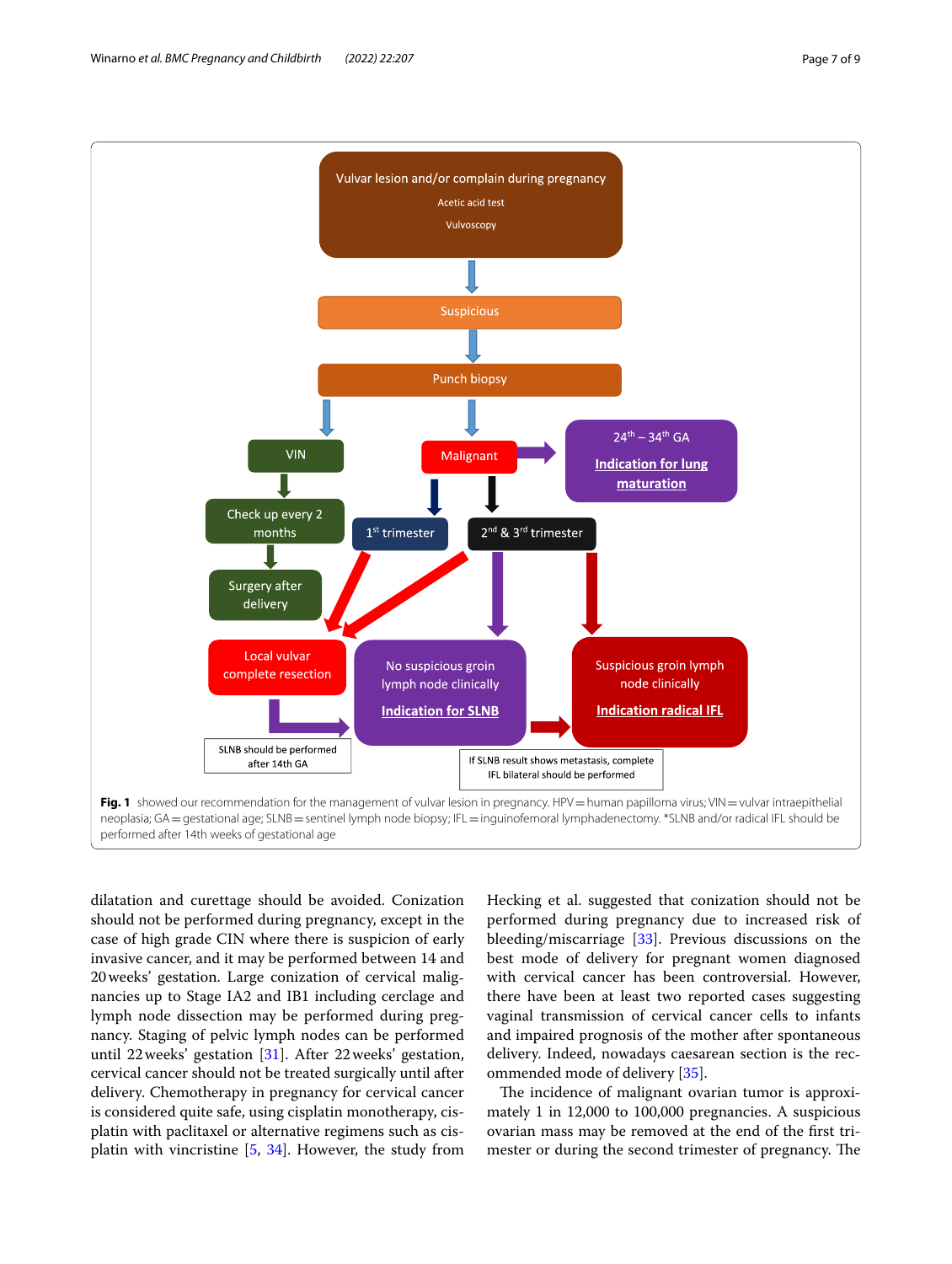Vulvar lesion and/or complain during pregnancy

Acetic acid test

Vulvoscopy

Suspicious

Punch biopsy

VIN

Check up every 2 months

Surgery after delivery

Malignant

24th – 34th GA

**Indication for lung maturation**

1st trimester

2nd & 3rd trimester

Local vulvar complete resection

No suspicious groin lymph node clinically

**Indication for SLNB**

Suspicious groin lymph node clinically

**Indication radical IFL**

SLNB should be performed after 14th GA

If SLNB result shows metastasis, complete IFL bilateral should be performed

**Fig. 1** showed our recommendation for the management of vulvar lesion in pregnancy. HPV = human papilloma virus; VIN = vulvar intraepithelial neoplasia; GA = gestational age; SLNB = sentinel lymph node biopsy; IFL = inguinofemoral lymphadenectomy. *SLNB and/or radical IFL should be performed after 14th weeks of gestational age

dilatation and curettage should be avoided. Conization should not be performed during pregnancy, except in the case of high grade CIN where there is suspicion of early invasive cancer, and it may be performed between 14 and 20 weeks' gestation. Large conization of cervical malignancies up to Stage IA2 and IB1 including cerclage and lymph node dissection may be performed during pregnancy. Staging of pelvic lymph nodes can be performed until 22 weeks' gestation [31]. After 22 weeks' gestation, cervical cancer should not be treated surgically until after delivery. Chemotherapy in pregnancy for cervical cancer is considered quite safe, using cisplatin monotherapy, cisplatin with paclitaxel or alternative regimens such as cisplatin with vincristine [5, 34]. However, the study from Hecking et al. suggested that conization should not be performed during pregnancy due to increased risk of bleeding/miscarriage [33]. Previous discussions on the best mode of delivery for pregnant women diagnosed with cervical cancer has been controversial. However, there have been at least two reported cases suggesting vaginal transmission of cervical cancer cells to infants and impaired prognosis of the mother after spontaneous delivery. Indeed, nowadays caesarean section is the recommended mode of delivery [35].

The incidence of malignant ovarian tumor is approximately 1 in 12,000 to 100,000 pregnancies. A suspicious ovarian mass may be removed at the end of the first trimester or during the second trimester of pregnancy. The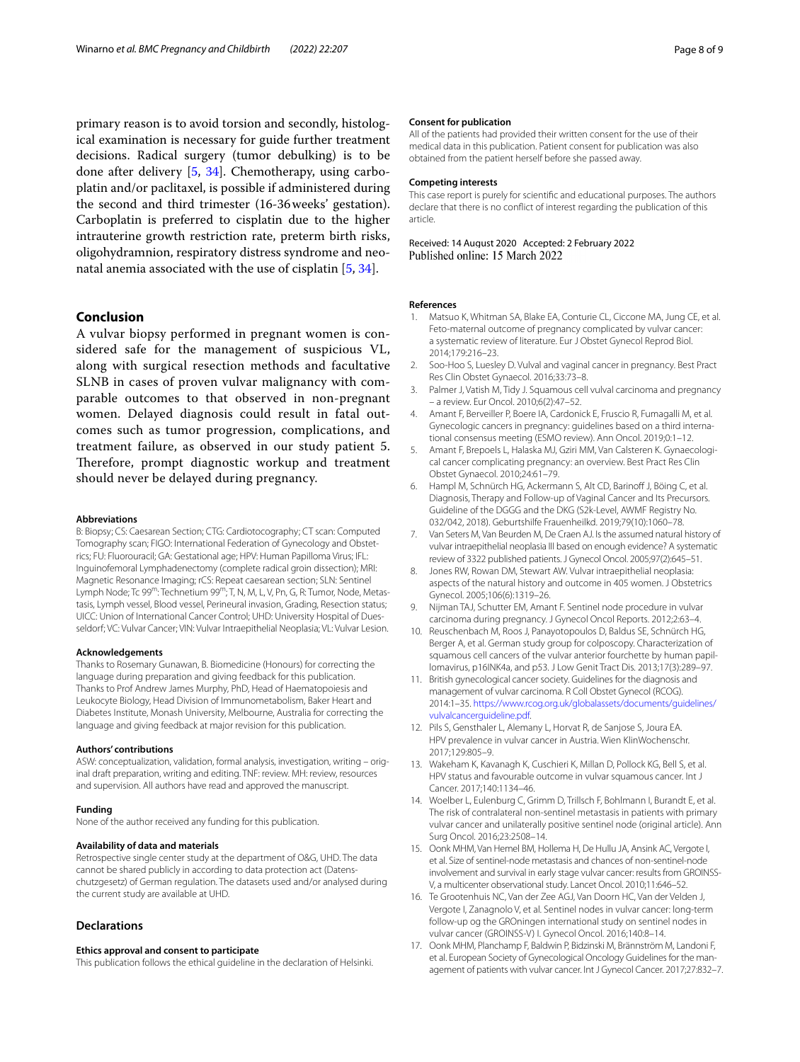primary reason is to avoid torsion and secondly, histological examination is necessary for guide further treatment decisions. Radical surgery (tumor debulking) is to be done after delivery [5, 34]. Chemotherapy, using carboplatin and/or paclitaxel, is possible if administered during the second and third trimester (16-36 weeks' gestation). Carboplatin is preferred to cisplatin due to the higher intrauterine growth restriction rate, preterm birth risks, oligohydramnion, respiratory distress syndrome and neonatal anemia associated with the use of cisplatin [5, 34].

## Conclusion

A vulvar biopsy performed in pregnant women is considered safe for the management of suspicious VL, along with surgical resection methods and facultative SLNB in cases of proven vulvar malignancy with comparable outcomes to that observed in non-pregnant women. Delayed diagnosis could result in fatal outcomes such as tumor progression, complications, and treatment failure, as observed in our study patient 5. Therefore, prompt diagnostic workup and treatment should never be delayed during pregnancy.

#### Abbreviations

B: Biopsy; CS: Caesarean Section; CTG: Cardiotocography; CT scan: Computed Tomography scan; FIGO: International Federation of Gynecology and Obstetrics; FU: Fluorouracil; GA: Gestational age; HPV: Human Papilloma Virus; IFL: Inguinofemoral Lymphadenectomy (complete radical groin dissection); MRI: Magnetic Resonance Imaging; rCS: Repeat caesarean section; SLN: Sentinel Lymph Node; Tc 99$^{m}$: Technetium 99$^{m}$; T, N, M, L, V, Pn, G, R: Tumor, Node, Metastasis, Lymph vessel, Blood vessel, Perineural invasion, Grading, Resection status; UICC: Union of International Cancer Control; UHD: University Hospital of Duesseldorf; VC: Vulvar Cancer; VIN: Vulvar Intraepithelial Neoplasia; VL: Vulvar Lesion.

#### Acknowledgements

Thanks to Rosemary Gunawan, B. Biomedicine (Honours) for correcting the language during preparation and giving feedback for this publication. Thanks to Prof Andrew James Murphy, PhD, Head of Haematopoiesis and Leukocyte Biology, Head Division of Immunometabolism, Baker Heart and Diabetes Institute, Monash University, Melbourne, Australia for correcting the language and giving feedback at major revision for this publication.

#### Authors' contributions

ASW: conceptualization, validation, formal analysis, investigation, writing – original draft preparation, writing and editing. TNF: review. MH: review, resources and supervision. All authors have read and approved the manuscript.

#### Funding

None of the author received any funding for this publication.

#### Availability of data and materials

Retrospective single center study at the department of O&G, UHD. The data cannot be shared publicly in according to data protection act (Datenschutzgesetz) of German regulation. The datasets used and/or analysed during the current study are available at UHD.

## Declarations

#### Ethics approval and consent to participate

This publication follows the ethical guideline in the declaration of Helsinki.

#### Consent for publication

All of the patients had provided their written consent for the use of their medical data in this publication. Patient consent for publication was also obtained from the patient herself before she passed away.

#### Competing interests

This case report is purely for scientific and educational purposes. The authors declare that there is no conflict of interest regarding the publication of this article.

Received: 14 August 2020 Accepted: 2 February 2022
Published online: 15 March 2022

#### References

1. Matsuo K, Whitman SA, Blake EA, Conturie CL, Ciccone MA, Jung CE, et al. Feto-maternal outcome of pregnancy complicated by vulvar cancer: a systematic review of literature. Eur J Obstet Gynecol Reprod Biol. 2014;179:216–23.
2. Soo-Hoo S, Luesley D. Vulval and vaginal cancer in pregnancy. Best Pract Res Clin Obstet Gynaecol. 2016;33:73–8.
3. Palmer J, Vatish M, Tidy J. Squamous cell vulval carcinoma and pregnancy – a review. Eur Oncol. 2010;6(2):47–52.
4. Amant F, Berveiller P, Boere IA, Cardonick E, Fruscio R, Fumagalli M, et al. Gynecologic cancers in pregnancy: guidelines based on a third international consensus meeting (ESMO review). Ann Oncol. 2019;0:1–12.
5. Amant F, Brepoels L, Halaska MJ, Gziri MM, Van Calsteren K. Gynaecological cancer complicating pregnancy: an overview. Best Pract Res Clin Obstet Gynaecol. 2010;24:61–79.
6. Hampl M, Schnürch HG, Ackermann S, Alt CD, Barinoff J, Böing C, et al. Diagnosis, Therapy and Follow-up of Vaginal Cancer and Its Precursors. Guideline of the DGGG and the DKG (S2k-Level, AWMF Registry No. 032/042, 2018). Geburtshilfe Frauenheilkd. 2019;79(10):1060–78.
7. Van Seters M, Van Beurden M, De Craen AJ. Is the assumed natural history of vulvar intraepithelial neoplasia III based on enough evidence? A systematic review of 3322 published patients. J Gynecol Oncol. 2005;97(2):645–51.
8. Jones RW, Rowan DM, Stewart AW. Vulvar intraepithelial neoplasia: aspects of the natural history and outcome in 405 women. J Obstetrics Gynecol. 2005;106(6):1319–26.
9. Nijman TAJ, Schutter EM, Amant F. Sentinel node procedure in vulvar carcinoma during pregnancy. J Gynecol Oncol Reports. 2012;2:63–4.
10. Reuschenbach M, Roos J, Panayotopoulos D, Baldus SE, Schnürch HG, Berger A, et al. German study group for colposcopy. Characterization of squamous cell cancers of the vulvar anterior fourchette by human papillomavirus, p16INK4a, and p53. J Low Genit Tract Dis. 2013;17(3):289–97.
11. British gynecological cancer society. Guidelines for the diagnosis and management of vulvar carcinoma. R Coll Obstet Gynecol (RCOG). 2014:1–35. https://www.rcog.org.uk/globalassets/documents/guidelines/vulvalcancerguideline.pdf.
12. Pils S, Gensthaler L, Alemany L, Horvat R, de Sanjose S, Joura EA. HPV prevalence in vulvar cancer in Austria. Wien KlinWochenschr. 2017;129:805–9.
13. Wakeham K, Kavanagh K, Cuschieri K, Millan D, Pollock KG, Bell S, et al. HPV status and favourable outcome in vulvar squamous cancer. Int J Cancer. 2017;140:1134–46.
14. Woelber L, Eulenburg C, Grimm D, Trillsch F, Bohlmann I, Burandt E, et al. The risk of contralateral non-sentinel metastasis in patients with primary vulvar cancer and unilaterally positive sentinel node (original article). Ann Surg Oncol. 2016;23:2508–14.
15. Oonk MHM, Van Hemel BM, Hollema H, De Hullu JA, Ansink AC, Vergote I, et al. Size of sentinel-node metastasis and chances of non-sentinel-node involvement and survival in early stage vulvar cancer: results from GROINSS-V, a multicenter observational study. Lancet Oncol. 2010;11:646–52.
16. Te Grootenhuis NC, Van der Zee AGJ, Van Doorn HC, Van der Velden J, Vergote I, Zanagnolo V, et al. Sentinel nodes in vulvar cancer: long-term follow-up og the GROningen international study on sentinel nodes in vulvar cancer (GROINSS-V) I. Gynecol Oncol. 2016;140:8–14.
17. Oonk MHM, Planchamp F, Baldwin P, Bidzinski M, Brännström M, Landoni F, et al. European Society of Gynecological Oncology Guidelines for the management of patients with vulvar cancer. Int J Gynecol Cancer. 2017;27:832–7.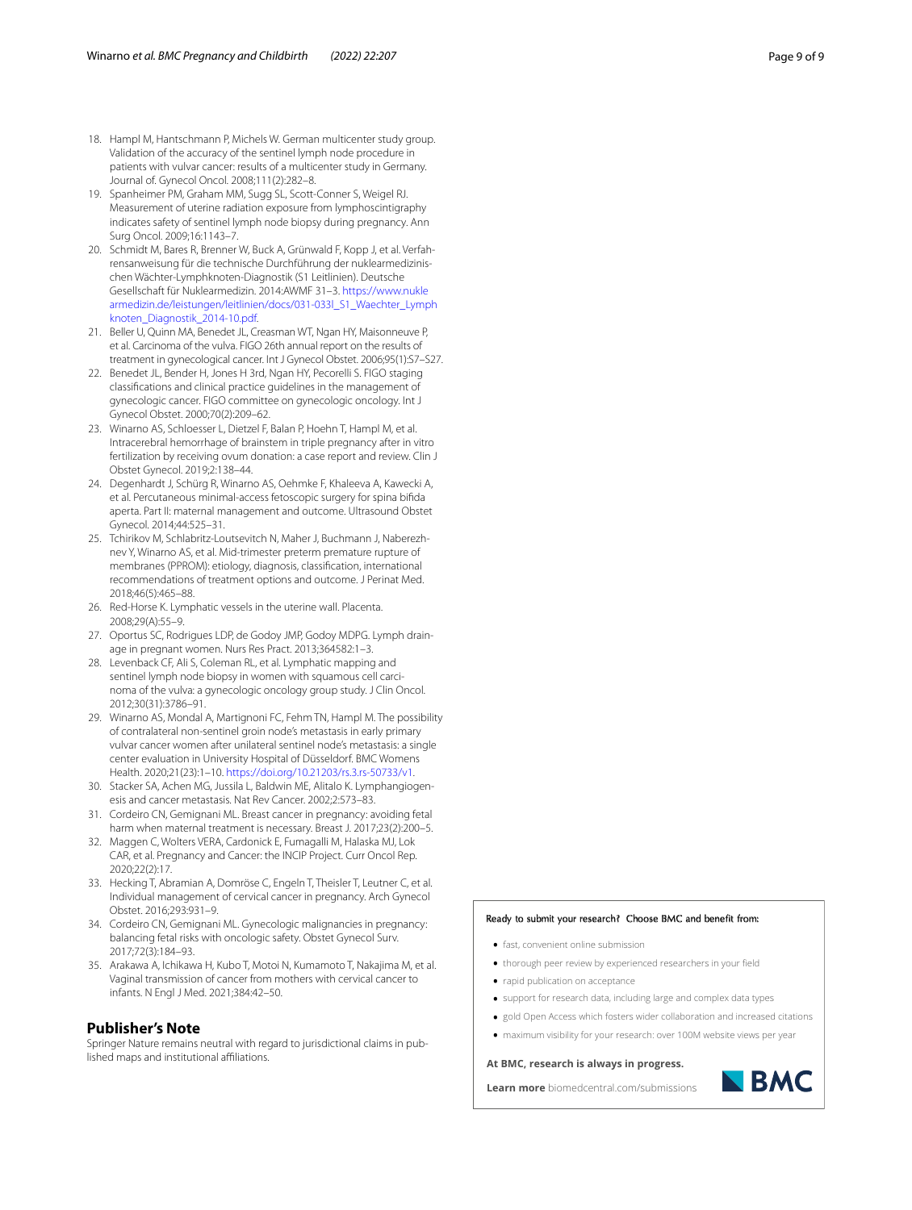18. Hampl M, Hantschmann P, Michels W. German multicenter study group. Validation of the accuracy of the sentinel lymph node procedure in patients with vulvar cancer: results of a multicenter study in Germany. Journal of. Gynecol Oncol. 2008;111(2):282–8.
19. Spanheimer PM, Graham MM, Sugg SL, Scott-Conner S, Weigel RJ. Measurement of uterine radiation exposure from lymphoscintigraphy indicates safety of sentinel lymph node biopsy during pregnancy. Ann Surg Oncol. 2009;16:1143–7.
20. Schmidt M, Bares R, Brenner W, Buck A, Grünwald F, Kopp J, et al. Verfahrensanweisung für die technische Durchführung der nuklearmedizinischen Wächter-Lymphknoten-Diagnostik (S1 Leitlinien). Deutsche Gesellschaft für Nuklearmedizin. 2014:AWMF 31–3. https://www.nuklearmedizin.de/leistungen/leitlinien/docs/031-033l_S1_Waechter_Lymphknoten_Diagnostik_2014-10.pdf.
21. Beller U, Quinn MA, Benedet JL, Creasman WT, Ngan HY, Maisonneuve P, et al. Carcinoma of the vulva. FIGO 26th annual report on the results of treatment in gynecological cancer. Int J Gynecol Obstet. 2006;95(1):S7–S27.
22. Benedet JL, Bender H, Jones H 3rd, Ngan HY, Pecorelli S. FIGO staging classifications and clinical practice guidelines in the management of gynecologic cancer. FIGO committee on gynecologic oncology. Int J Gynecol Obstet. 2000;70(2):209–62.
23. Winarno AS, Schloesser L, Dietzel F, Balan P, Hoehn T, Hampl M, et al. Intracerebral hemorrhage of brainstem in triple pregnancy after in vitro fertilization by receiving ovum donation: a case report and review. Clin J Obstet Gynecol. 2019;2:138–44.
24. Degenhardt J, Schürg R, Winarno AS, Oehmke F, Khaleeva A, Kawecki A, et al. Percutaneous minimal-access fetoscopic surgery for spina bifida aperta. Part II: maternal management and outcome. Ultrasound Obstet Gynecol. 2014;44:525–31.
25. Tchirikov M, Schlabritz-Loutsevitch N, Maher J, Buchmann J, Naberezhnev Y, Winarno AS, et al. Mid-trimester preterm premature rupture of membranes (PPROM): etiology, diagnosis, classification, international recommendations of treatment options and outcome. J Perinat Med. 2018;46(5):465–88.
26. Red-Horse K. Lymphatic vessels in the uterine wall. Placenta. 2008;29(A):55–9.
27. Oportus SC, Rodrigues LDP, de Godoy JMP, Godoy MDPG. Lymph drainage in pregnant women. Nurs Res Pract. 2013;364582:1–3.
28. Levenback CF, Ali S, Coleman RL, et al. Lymphatic mapping and sentinel lymph node biopsy in women with squamous cell carcinoma of the vulva: a gynecologic oncology group study. J Clin Oncol. 2012;30(31):3786–91.
29. Winarno AS, Mondal A, Martignoni FC, Fehm TN, Hampl M. The possibility of contralateral non-sentinel groin node's metastasis in early primary vulvar cancer women after unilateral sentinel node's metastasis: a single center evaluation in University Hospital of Düsseldorf. BMC Womens Health. 2020;21(23):1–10. https://doi.org/10.21203/rs.3.rs-50733/v1.
30. Stacker SA, Achen MG, Jussila L, Baldwin ME, Alitalo K. Lymphangiogenesis and cancer metastasis. Nat Rev Cancer. 2002;2:573–83.
31. Cordeiro CN, Gemignani ML. Breast cancer in pregnancy: avoiding fetal harm when maternal treatment is necessary. Breast J. 2017;23(2):200–5.
32. Maggen C, Wolters VERA, Cardonick E, Fumagalli M, Halaska MJ, Lok CAR, et al. Pregnancy and Cancer: the INCIP Project. Curr Oncol Rep. 2020;22(2):17.
33. Hecking T, Abramian A, Domröse C, Engeln T, Theisler T, Leutner C, et al. Individual management of cervical cancer in pregnancy. Arch Gynecol Obstet. 2016;293:931–9.
34. Cordeiro CN, Gemignani ML. Gynecologic malignancies in pregnancy: balancing fetal risks with oncologic safety. Obstet Gynecol Surv. 2017;72(3):184–93.
35. Arakawa A, Ichikawa H, Kubo T, Motoi N, Kumamoto T, Nakajima M, et al. Vaginal transmission of cancer from mothers with cervical cancer to infants. N Engl J Med. 2021;384:42–50.

## Publisher's Note

Springer Nature remains neutral with regard to jurisdictional claims in published maps and institutional affiliations.

Ready to submit your research? Choose BMC and benefit from:

- fast, convenient online submission
- thorough peer review by experienced researchers in your field
- rapid publication on acceptance
- support for research data, including large and complex data types
- gold Open Access which fosters wider collaboration and increased citations
- maximum visibility for your research: over 100M website views per year

**At BMC, research is always in progress.**

**Learn more** biomedcentral.com/submissions

BMC